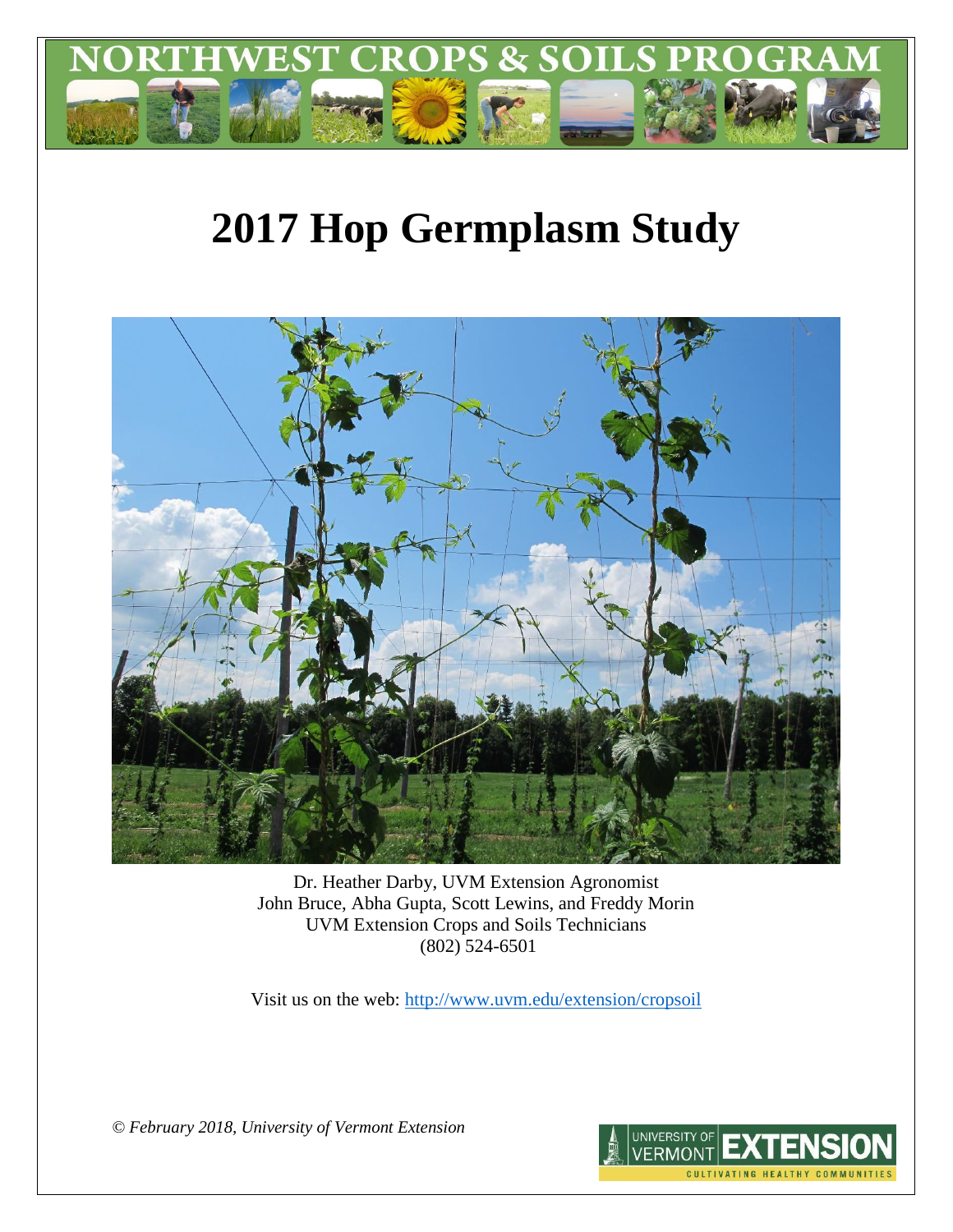NORTHWEST CROPS & SOILS PROGRAM

# 2017 Hop Germplasm Study

Dr. Heather Darby, UVM Extension Agronomist
John Bruce, Abha Gupta, Scott Lewins, and Freddy Morin
UVM Extension Crops and Soils Technicians
(802) 524-6501

Visit us on the web: http://www.uvm.edu/extension/cropsoil

*© February 2018, University of Vermont Extension*

UNIVERSITY OF VERMONT EXTENSION
CULTIVATING HEALTHY COMMUNITIES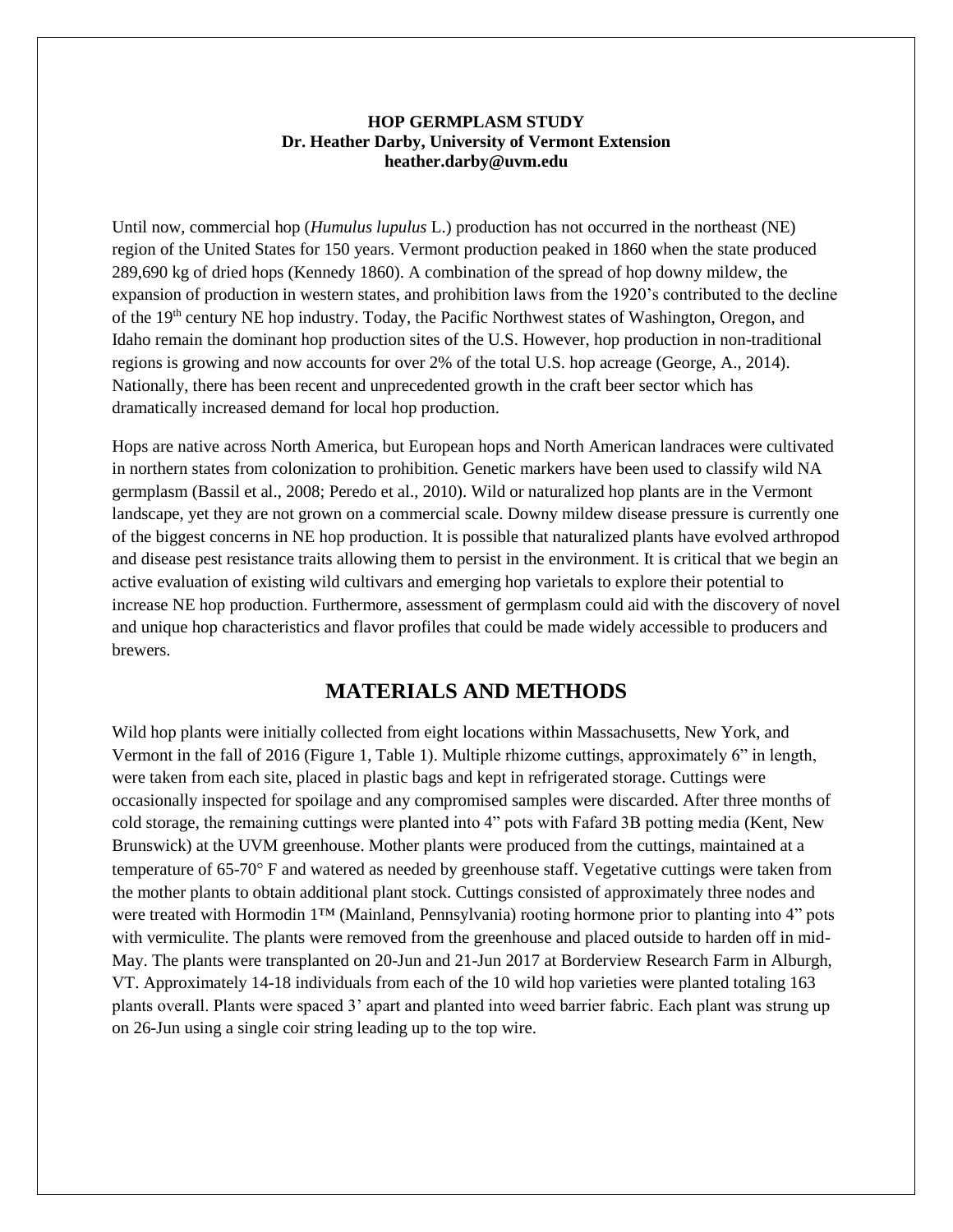**HOP GERMPLASM STUDY**
**Dr. Heather Darby, University of Vermont Extension**
**heather.darby@uvm.edu**

Until now, commercial hop (*Humulus lupulus* L.) production has not occurred in the northeast (NE) region of the United States for 150 years. Vermont production peaked in 1860 when the state produced 289,690 kg of dried hops (Kennedy 1860). A combination of the spread of hop downy mildew, the expansion of production in western states, and prohibition laws from the 1920's contributed to the decline of the 19th century NE hop industry. Today, the Pacific Northwest states of Washington, Oregon, and Idaho remain the dominant hop production sites of the U.S. However, hop production in non-traditional regions is growing and now accounts for over 2% of the total U.S. hop acreage (George, A., 2014). Nationally, there has been recent and unprecedented growth in the craft beer sector which has dramatically increased demand for local hop production.

Hops are native across North America, but European hops and North American landraces were cultivated in northern states from colonization to prohibition. Genetic markers have been used to classify wild NA germplasm (Bassil et al., 2008; Peredo et al., 2010). Wild or naturalized hop plants are in the Vermont landscape, yet they are not grown on a commercial scale. Downy mildew disease pressure is currently one of the biggest concerns in NE hop production. It is possible that naturalized plants have evolved arthropod and disease pest resistance traits allowing them to persist in the environment. It is critical that we begin an active evaluation of existing wild cultivars and emerging hop varietals to explore their potential to increase NE hop production. Furthermore, assessment of germplasm could aid with the discovery of novel and unique hop characteristics and flavor profiles that could be made widely accessible to producers and brewers.

## MATERIALS AND METHODS

Wild hop plants were initially collected from eight locations within Massachusetts, New York, and Vermont in the fall of 2016 (Figure 1, Table 1). Multiple rhizome cuttings, approximately 6" in length, were taken from each site, placed in plastic bags and kept in refrigerated storage. Cuttings were occasionally inspected for spoilage and any compromised samples were discarded. After three months of cold storage, the remaining cuttings were planted into 4" pots with Fafard 3B potting media (Kent, New Brunswick) at the UVM greenhouse. Mother plants were produced from the cuttings, maintained at a temperature of 65-70° F and watered as needed by greenhouse staff. Vegetative cuttings were taken from the mother plants to obtain additional plant stock. Cuttings consisted of approximately three nodes and were treated with Hormodin 1™ (Mainland, Pennsylvania) rooting hormone prior to planting into 4" pots with vermiculite. The plants were removed from the greenhouse and placed outside to harden off in mid-May. The plants were transplanted on 20-Jun and 21-Jun 2017 at Borderview Research Farm in Alburgh, VT. Approximately 14-18 individuals from each of the 10 wild hop varieties were planted totaling 163 plants overall. Plants were spaced 3' apart and planted into weed barrier fabric. Each plant was strung up on 26-Jun using a single coir string leading up to the top wire.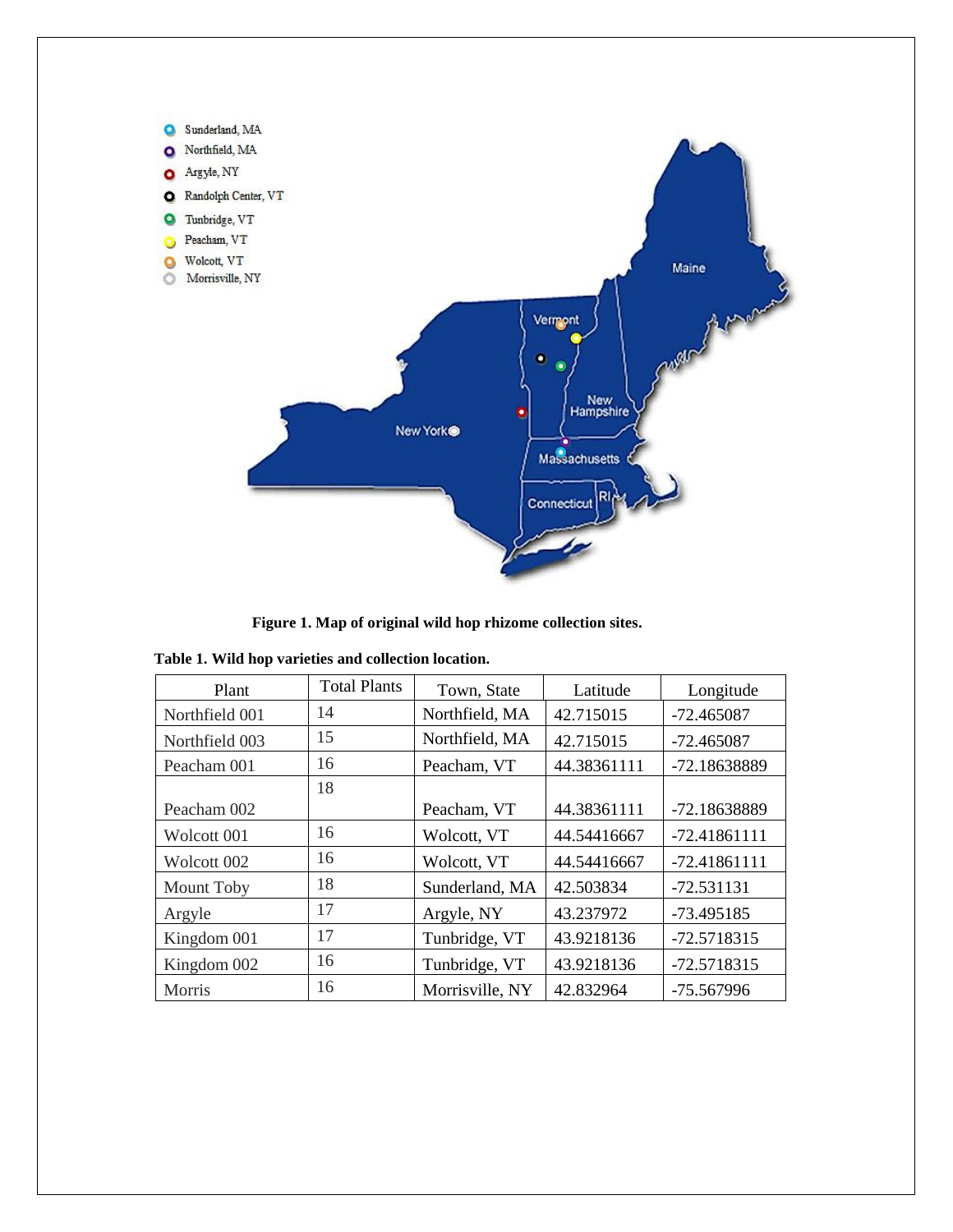Figure 1. Map of original wild hop rhizome collection sites.

**Table 1. Wild hop varieties and collection location.**

| Plant | Total Plants | Town, State | Latitude | Longitude |
|---|---|---|---|---|
| Northfield 001 | 14 | Northfield, MA | 42.715015 | -72.465087 |
| Northfield 003 | 15 | Northfield, MA | 42.715015 | -72.465087 |
| Peacham 001 | 16 | Peacham, VT | 44.38361111 | -72.18638889 |
| Peacham 002 | 18 | Peacham, VT | 44.38361111 | -72.18638889 |
| Wolcott 001 | 16 | Wolcott, VT | 44.54416667 | -72.41861111 |
| Wolcott 002 | 16 | Wolcott, VT | 44.54416667 | -72.41861111 |
| Mount Toby | 18 | Sunderland, MA | 42.503834 | -72.531131 |
| Argyle | 17 | Argyle, NY | 43.237972 | -73.495185 |
| Kingdom 001 | 17 | Tunbridge, VT | 43.9218136 | -72.5718315 |
| Kingdom 002 | 16 | Tunbridge, VT | 43.9218136 | -72.5718315 |
| Morris | 16 | Morrisville, NY | 42.832964 | -75.567996 |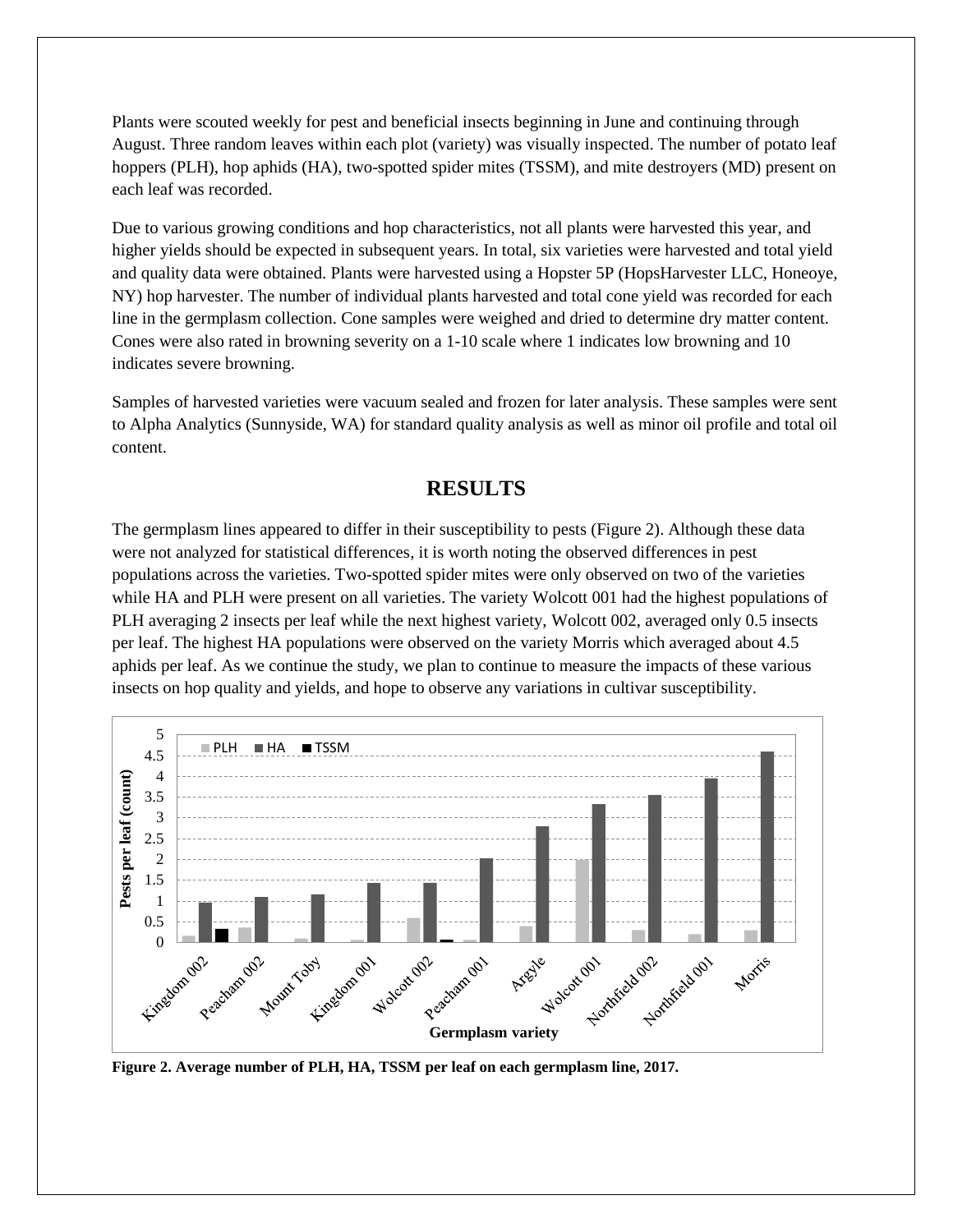Plants were scouted weekly for pest and beneficial insects beginning in June and continuing through August. Three random leaves within each plot (variety) was visually inspected. The number of potato leaf hoppers (PLH), hop aphids (HA), two-spotted spider mites (TSSM), and mite destroyers (MD) present on each leaf was recorded.

Due to various growing conditions and hop characteristics, not all plants were harvested this year, and higher yields should be expected in subsequent years. In total, six varieties were harvested and total yield and quality data were obtained. Plants were harvested using a Hopster 5P (HopsHarvester LLC, Honeoye, NY) hop harvester. The number of individual plants harvested and total cone yield was recorded for each line in the germplasm collection. Cone samples were weighed and dried to determine dry matter content. Cones were also rated in browning severity on a 1-10 scale where 1 indicates low browning and 10 indicates severe browning.

Samples of harvested varieties were vacuum sealed and frozen for later analysis. These samples were sent to Alpha Analytics (Sunnyside, WA) for standard quality analysis as well as minor oil profile and total oil content.

## RESULTS

The germplasm lines appeared to differ in their susceptibility to pests (Figure 2). Although these data were not analyzed for statistical differences, it is worth noting the observed differences in pest populations across the varieties. Two-spotted spider mites were only observed on two of the varieties while HA and PLH were present on all varieties. The variety Wolcott 001 had the highest populations of PLH averaging 2 insects per leaf while the next highest variety, Wolcott 002, averaged only 0.5 insects per leaf. The highest HA populations were observed on the variety Morris which averaged about 4.5 aphids per leaf. As we continue the study, we plan to continue to measure the impacts of these various insects on hop quality and yields, and hope to observe any variations in cultivar susceptibility.

**Figure 2. Average number of PLH, HA, TSSM per leaf on each germplasm line, 2017.**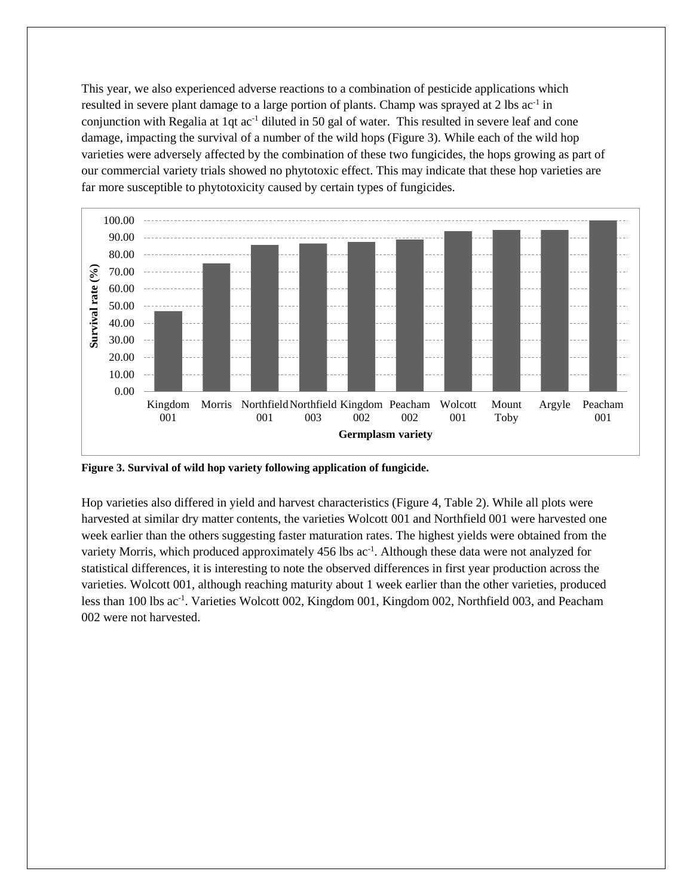This year, we also experienced adverse reactions to a combination of pesticide applications which resulted in severe plant damage to a large portion of plants. Champ was sprayed at 2 lbs $ac^{-1}$ in conjunction with Regalia at 1qt $ac^{-1}$ diluted in 50 gal of water. This resulted in severe leaf and cone damage, impacting the survival of a number of the wild hops (Figure 3). While each of the wild hop varieties were adversely affected by the combination of these two fungicides, the hops growing as part of our commercial variety trials showed no phytotoxic effect. This may indicate that these hop varieties are far more susceptible to phytotoxicity caused by certain types of fungicides.

**Figure 3. Survival of wild hop variety following application of fungicide.**

Hop varieties also differed in yield and harvest characteristics (Figure 4, Table 2). While all plots were harvested at similar dry matter contents, the varieties Wolcott 001 and Northfield 001 were harvested one week earlier than the others suggesting faster maturation rates. The highest yields were obtained from the variety Morris, which produced approximately 456 lbs $ac^{-1}$. Although these data were not analyzed for statistical differences, it is interesting to note the observed differences in first year production across the varieties. Wolcott 001, although reaching maturity about 1 week earlier than the other varieties, produced less than 100 lbs $ac^{-1}$. Varieties Wolcott 002, Kingdom 001, Kingdom 002, Northfield 003, and Peacham 002 were not harvested.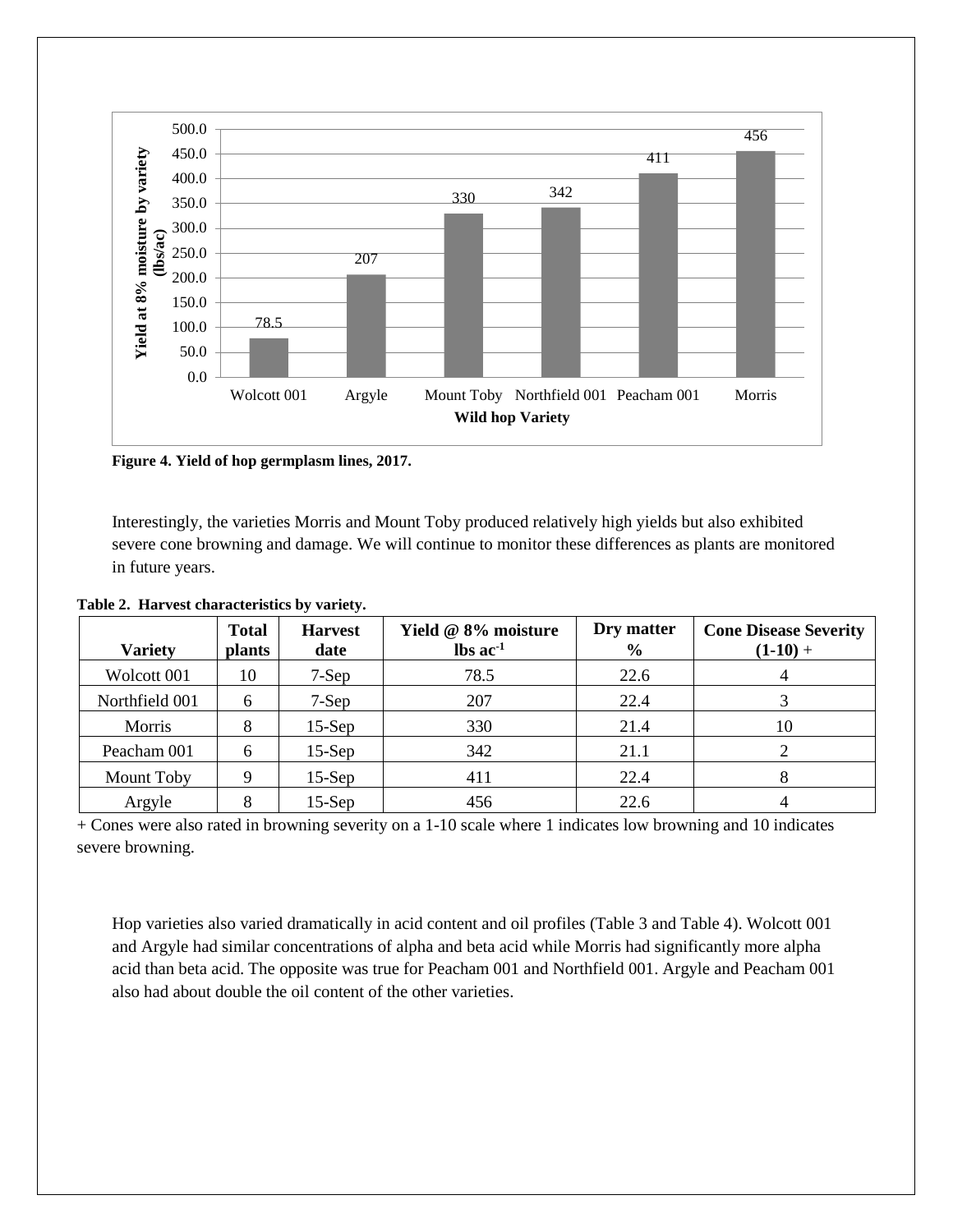Figure 4. Yield of hop germplasm lines, 2017.

Interestingly, the varieties Morris and Mount Toby produced relatively high yields but also exhibited severe cone browning and damage. We will continue to monitor these differences as plants are monitored in future years.

**Table 2. Harvest characteristics by variety.**

| Variety | Total plants | Harvest date | Yield @ 8% moisture lbs $ac^{-1}$ | Dry matter % | Cone Disease Severity (1-10) + |
|---|---|---|---|---|---|
| Wolcott 001 | 10 | 7-Sep | 78.5 | 22.6 | 4 |
| Northfield 001 | 6 | 7-Sep | 207 | 22.4 | 3 |
| Morris | 8 | 15-Sep | 330 | 21.4 | 10 |
| Peacham 001 | 6 | 15-Sep | 342 | 21.1 | 2 |
| Mount Toby | 9 | 15-Sep | 411 | 22.4 | 8 |
| Argyle | 8 | 15-Sep | 456 | 22.6 | 4 |

+ Cones were also rated in browning severity on a 1-10 scale where 1 indicates low browning and 10 indicates severe browning.

Hop varieties also varied dramatically in acid content and oil profiles (Table 3 and Table 4). Wolcott 001 and Argyle had similar concentrations of alpha and beta acid while Morris had significantly more alpha acid than beta acid. The opposite was true for Peacham 001 and Northfield 001. Argyle and Peacham 001 also had about double the oil content of the other varieties.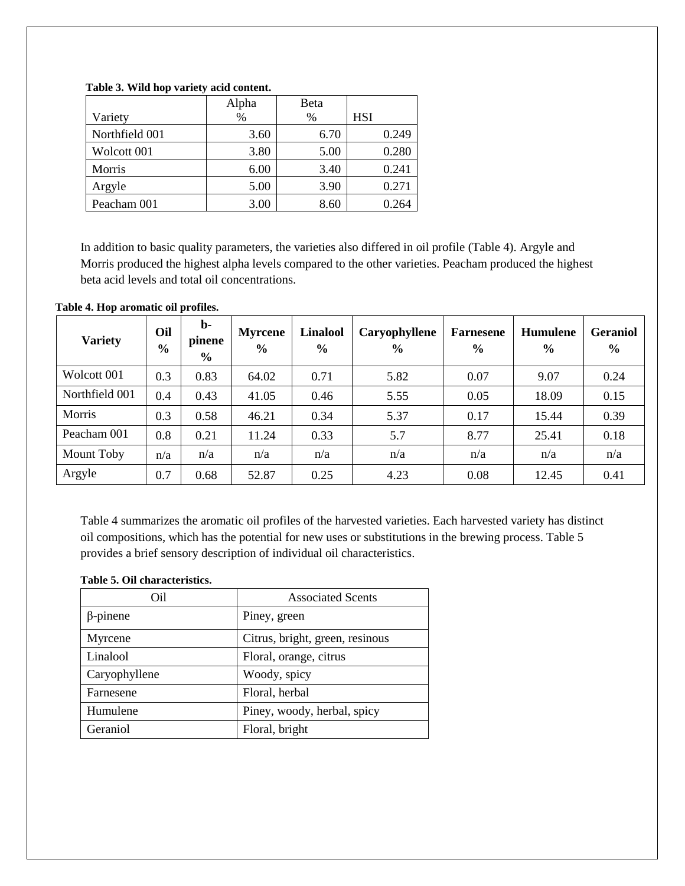**Table 3. Wild hop variety acid content.**

| Variety | Alpha % | Beta % | HSI |
|---|---|---|---|
| Northfield 001 | 3.60 | 6.70 | 0.249 |
| Wolcott 001 | 3.80 | 5.00 | 0.280 |
| Morris | 6.00 | 3.40 | 0.241 |
| Argyle | 5.00 | 3.90 | 0.271 |
| Peacham 001 | 3.00 | 8.60 | 0.264 |

In addition to basic quality parameters, the varieties also differed in oil profile (Table 4). Argyle and Morris produced the highest alpha levels compared to the other varieties. Peacham produced the highest beta acid levels and total oil concentrations.

**Table 4. Hop aromatic oil profiles.**

| Variety | Oil % | b-pinene % | Myrcene % | Linalool % | Caryophyllene % | Farnesene % | Humulene % | Geraniol % |
|---|---|---|---|---|---|---|---|---|
| Wolcott 001 | 0.3 | 0.83 | 64.02 | 0.71 | 5.82 | 0.07 | 9.07 | 0.24 |
| Northfield 001 | 0.4 | 0.43 | 41.05 | 0.46 | 5.55 | 0.05 | 18.09 | 0.15 |
| Morris | 0.3 | 0.58 | 46.21 | 0.34 | 5.37 | 0.17 | 15.44 | 0.39 |
| Peacham 001 | 0.8 | 0.21 | 11.24 | 0.33 | 5.7 | 8.77 | 25.41 | 0.18 |
| Mount Toby | n/a | n/a | n/a | n/a | n/a | n/a | n/a | n/a |
| Argyle | 0.7 | 0.68 | 52.87 | 0.25 | 4.23 | 0.08 | 12.45 | 0.41 |

Table 4 summarizes the aromatic oil profiles of the harvested varieties. Each harvested variety has distinct oil compositions, which has the potential for new uses or substitutions in the brewing process. Table 5 provides a brief sensory description of individual oil characteristics.

**Table 5. Oil characteristics.**

| Oil | Associated Scents |
|---|---|
| β-pinene | Piney, green |
| Myrcene | Citrus, bright, green, resinous |
| Linalool | Floral, orange, citrus |
| Caryophyllene | Woody, spicy |
| Farnesene | Floral, herbal |
| Humulene | Piney, woody, herbal, spicy |
| Geraniol | Floral, bright |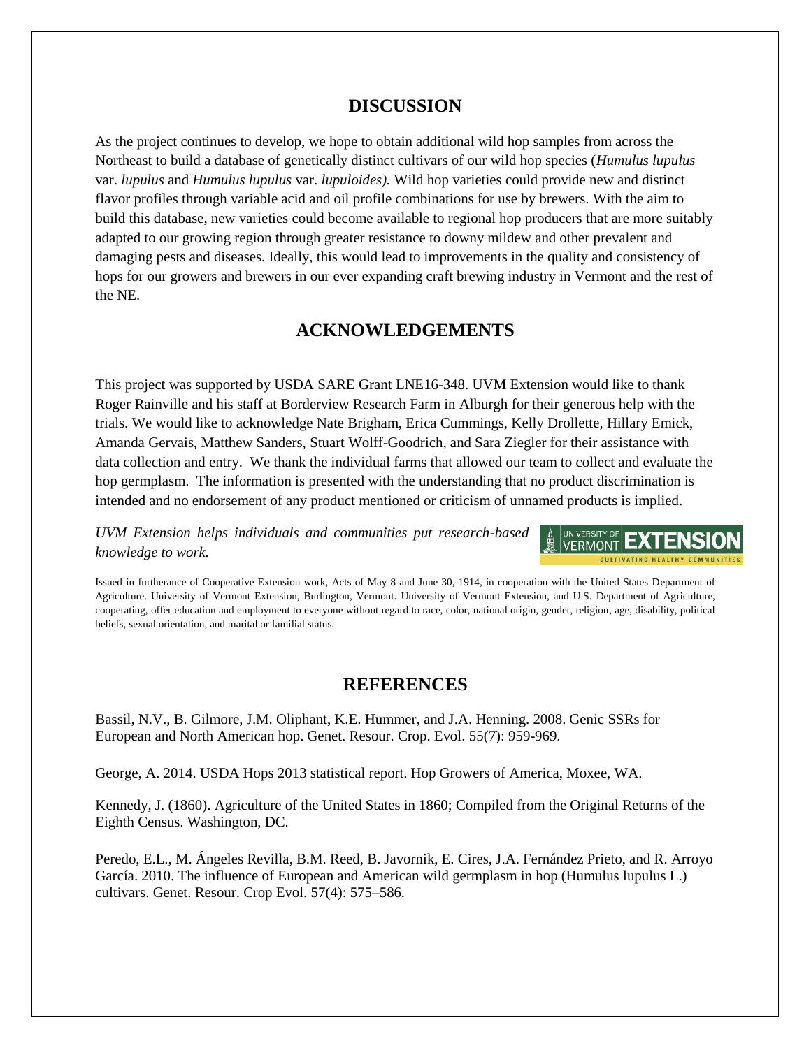## DISCUSSION

As the project continues to develop, we hope to obtain additional wild hop samples from across the Northeast to build a database of genetically distinct cultivars of our wild hop species (*Humulus lupulus* var. *lupulus* and *Humulus lupulus* var. *lupuloides).* Wild hop varieties could provide new and distinct flavor profiles through variable acid and oil profile combinations for use by brewers. With the aim to build this database, new varieties could become available to regional hop producers that are more suitably adapted to our growing region through greater resistance to downy mildew and other prevalent and damaging pests and diseases. Ideally, this would lead to improvements in the quality and consistency of hops for our growers and brewers in our ever expanding craft brewing industry in Vermont and the rest of the NE.

## ACKNOWLEDGEMENTS

This project was supported by USDA SARE Grant LNE16-348. UVM Extension would like to thank Roger Rainville and his staff at Borderview Research Farm in Alburgh for their generous help with the trials. We would like to acknowledge Nate Brigham, Erica Cummings, Kelly Drollette, Hillary Emick, Amanda Gervais, Matthew Sanders, Stuart Wolff-Goodrich, and Sara Ziegler for their assistance with data collection and entry. We thank the individual farms that allowed our team to collect and evaluate the hop germplasm. The information is presented with the understanding that no product discrimination is intended and no endorsement of any product mentioned or criticism of unnamed products is implied.

*UVM Extension helps individuals and communities put research-based knowledge to work.*

UNIVERSITY OF VERMONT EXTENSION
CULTIVATING HEALTHY COMMUNITIES

Issued in furtherance of Cooperative Extension work, Acts of May 8 and June 30, 1914, in cooperation with the United States Department of Agriculture. University of Vermont Extension, Burlington, Vermont. University of Vermont Extension, and U.S. Department of Agriculture, cooperating, offer education and employment to everyone without regard to race, color, national origin, gender, religion, age, disability, political beliefs, sexual orientation, and marital or familial status.

## REFERENCES

Bassil, N.V., B. Gilmore, J.M. Oliphant, K.E. Hummer, and J.A. Henning. 2008. Genic SSRs for European and North American hop. Genet. Resour. Crop. Evol. 55(7): 959-969.

George, A. 2014. USDA Hops 2013 statistical report. Hop Growers of America, Moxee, WA.

Kennedy, J. (1860). Agriculture of the United States in 1860; Compiled from the Original Returns of the Eighth Census. Washington, DC.

Peredo, E.L., M. Ángeles Revilla, B.M. Reed, B. Javornik, E. Cires, J.A. Fernández Prieto, and R. Arroyo García. 2010. The influence of European and American wild germplasm in hop (Humulus lupulus L.) cultivars. Genet. Resour. Crop Evol. 57(4): 575–586.